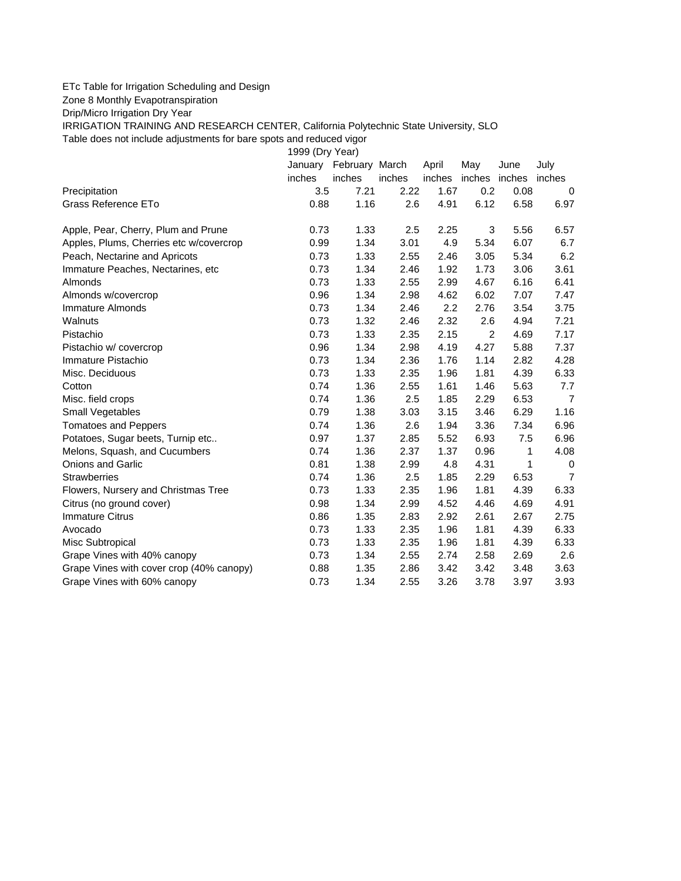ETc Table for Irrigation Scheduling and Design

Zone 8 Monthly Evapotranspiration

Drip/Micro Irrigation Dry Year

IRRIGATION TRAINING AND RESEARCH CENTER, California Polytechnic State University, SLO

Table does not include adjustments for bare spots and reduced vigor

| | 1999 (Dry Year) | | | | | | |
|---|---|---|---|---|---|---|---|
| | January | February | March | April | May | June | July |
| | inches | inches | inches | inches | inches | inches | inches |
| Precipitation | 3.5 | 7.21 | 2.22 | 1.67 | 0.2 | 0.08 | 0 |
| Grass Reference ETo | 0.88 | 1.16 | 2.6 | 4.91 | 6.12 | 6.58 | 6.97 |
| | | | | | | | |
| Apple, Pear, Cherry, Plum and Prune | 0.73 | 1.33 | 2.5 | 2.25 | 3 | 5.56 | 6.57 |
| Apples, Plums, Cherries etc w/covercrop | 0.99 | 1.34 | 3.01 | 4.9 | 5.34 | 6.07 | 6.7 |
| Peach, Nectarine and Apricots | 0.73 | 1.33 | 2.55 | 2.46 | 3.05 | 5.34 | 6.2 |
| Immature Peaches, Nectarines, etc | 0.73 | 1.34 | 2.46 | 1.92 | 1.73 | 3.06 | 3.61 |
| Almonds | 0.73 | 1.33 | 2.55 | 2.99 | 4.67 | 6.16 | 6.41 |
| Almonds w/covercrop | 0.96 | 1.34 | 2.98 | 4.62 | 6.02 | 7.07 | 7.47 |
| Immature Almonds | 0.73 | 1.34 | 2.46 | 2.2 | 2.76 | 3.54 | 3.75 |
| Walnuts | 0.73 | 1.32 | 2.46 | 2.32 | 2.6 | 4.94 | 7.21 |
| Pistachio | 0.73 | 1.33 | 2.35 | 2.15 | 2 | 4.69 | 7.17 |
| Pistachio w/ covercrop | 0.96 | 1.34 | 2.98 | 4.19 | 4.27 | 5.88 | 7.37 |
| Immature Pistachio | 0.73 | 1.34 | 2.36 | 1.76 | 1.14 | 2.82 | 4.28 |
| Misc. Deciduous | 0.73 | 1.33 | 2.35 | 1.96 | 1.81 | 4.39 | 6.33 |
| Cotton | 0.74 | 1.36 | 2.55 | 1.61 | 1.46 | 5.63 | 7.7 |
| Misc. field crops | 0.74 | 1.36 | 2.5 | 1.85 | 2.29 | 6.53 | 7 |
| Small Vegetables | 0.79 | 1.38 | 3.03 | 3.15 | 3.46 | 6.29 | 1.16 |
| Tomatoes and Peppers | 0.74 | 1.36 | 2.6 | 1.94 | 3.36 | 7.34 | 6.96 |
| Potatoes, Sugar beets, Turnip etc.. | 0.97 | 1.37 | 2.85 | 5.52 | 6.93 | 7.5 | 6.96 |
| Melons, Squash, and Cucumbers | 0.74 | 1.36 | 2.37 | 1.37 | 0.96 | 1 | 4.08 |
| Onions and Garlic | 0.81 | 1.38 | 2.99 | 4.8 | 4.31 | 1 | 0 |
| Strawberries | 0.74 | 1.36 | 2.5 | 1.85 | 2.29 | 6.53 | 7 |
| Flowers, Nursery and Christmas Tree | 0.73 | 1.33 | 2.35 | 1.96 | 1.81 | 4.39 | 6.33 |
| Citrus (no ground cover) | 0.98 | 1.34 | 2.99 | 4.52 | 4.46 | 4.69 | 4.91 |
| Immature Citrus | 0.86 | 1.35 | 2.83 | 2.92 | 2.61 | 2.67 | 2.75 |
| Avocado | 0.73 | 1.33 | 2.35 | 1.96 | 1.81 | 4.39 | 6.33 |
| Misc Subtropical | 0.73 | 1.33 | 2.35 | 1.96 | 1.81 | 4.39 | 6.33 |
| Grape Vines with 40% canopy | 0.73 | 1.34 | 2.55 | 2.74 | 2.58 | 2.69 | 2.6 |
| Grape Vines with cover crop (40% canopy) | 0.88 | 1.35 | 2.86 | 3.42 | 3.42 | 3.48 | 3.63 |
| Grape Vines with 60% canopy | 0.73 | 1.34 | 2.55 | 3.26 | 3.78 | 3.97 | 3.93 |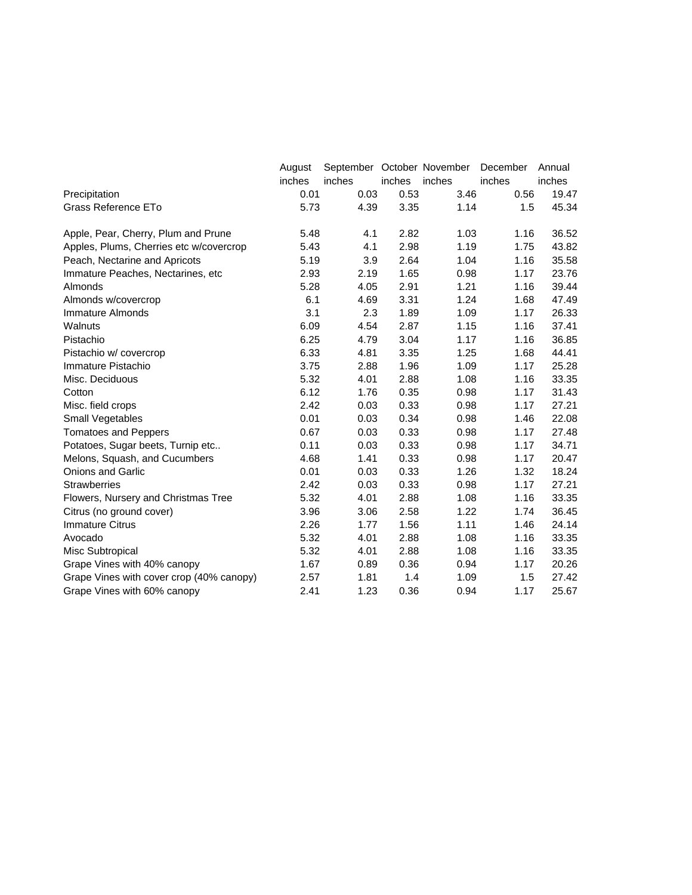| | August inches | September inches | October inches | November inches | December inches | Annual inches |
|---|---|---|---|---|---|---|
| Precipitation | 0.01 | 0.03 | 0.53 | 3.46 | 0.56 | 19.47 |
| Grass Reference ETo | 5.73 | 4.39 | 3.35 | 1.14 | 1.5 | 45.34 |
| | | | | | | |
| Apple, Pear, Cherry, Plum and Prune | 5.48 | 4.1 | 2.82 | 1.03 | 1.16 | 36.52 |
| Apples, Plums, Cherries etc w/covercrop | 5.43 | 4.1 | 2.98 | 1.19 | 1.75 | 43.82 |
| Peach, Nectarine and Apricots | 5.19 | 3.9 | 2.64 | 1.04 | 1.16 | 35.58 |
| Immature Peaches, Nectarines, etc | 2.93 | 2.19 | 1.65 | 0.98 | 1.17 | 23.76 |
| Almonds | 5.28 | 4.05 | 2.91 | 1.21 | 1.16 | 39.44 |
| Almonds w/covercrop | 6.1 | 4.69 | 3.31 | 1.24 | 1.68 | 47.49 |
| Immature Almonds | 3.1 | 2.3 | 1.89 | 1.09 | 1.17 | 26.33 |
| Walnuts | 6.09 | 4.54 | 2.87 | 1.15 | 1.16 | 37.41 |
| Pistachio | 6.25 | 4.79 | 3.04 | 1.17 | 1.16 | 36.85 |
| Pistachio w/ covercrop | 6.33 | 4.81 | 3.35 | 1.25 | 1.68 | 44.41 |
| Immature Pistachio | 3.75 | 2.88 | 1.96 | 1.09 | 1.17 | 25.28 |
| Misc. Deciduous | 5.32 | 4.01 | 2.88 | 1.08 | 1.16 | 33.35 |
| Cotton | 6.12 | 1.76 | 0.35 | 0.98 | 1.17 | 31.43 |
| Misc. field crops | 2.42 | 0.03 | 0.33 | 0.98 | 1.17 | 27.21 |
| Small Vegetables | 0.01 | 0.03 | 0.34 | 0.98 | 1.46 | 22.08 |
| Tomatoes and Peppers | 0.67 | 0.03 | 0.33 | 0.98 | 1.17 | 27.48 |
| Potatoes, Sugar beets, Turnip etc.. | 0.11 | 0.03 | 0.33 | 0.98 | 1.17 | 34.71 |
| Melons, Squash, and Cucumbers | 4.68 | 1.41 | 0.33 | 0.98 | 1.17 | 20.47 |
| Onions and Garlic | 0.01 | 0.03 | 0.33 | 1.26 | 1.32 | 18.24 |
| Strawberries | 2.42 | 0.03 | 0.33 | 0.98 | 1.17 | 27.21 |
| Flowers, Nursery and Christmas Tree | 5.32 | 4.01 | 2.88 | 1.08 | 1.16 | 33.35 |
| Citrus (no ground cover) | 3.96 | 3.06 | 2.58 | 1.22 | 1.74 | 36.45 |
| Immature Citrus | 2.26 | 1.77 | 1.56 | 1.11 | 1.46 | 24.14 |
| Avocado | 5.32 | 4.01 | 2.88 | 1.08 | 1.16 | 33.35 |
| Misc Subtropical | 5.32 | 4.01 | 2.88 | 1.08 | 1.16 | 33.35 |
| Grape Vines with 40% canopy | 1.67 | 0.89 | 0.36 | 0.94 | 1.17 | 20.26 |
| Grape Vines with cover crop (40% canopy) | 2.57 | 1.81 | 1.4 | 1.09 | 1.5 | 27.42 |
| Grape Vines with 60% canopy | 2.41 | 1.23 | 0.36 | 0.94 | 1.17 | 25.67 |